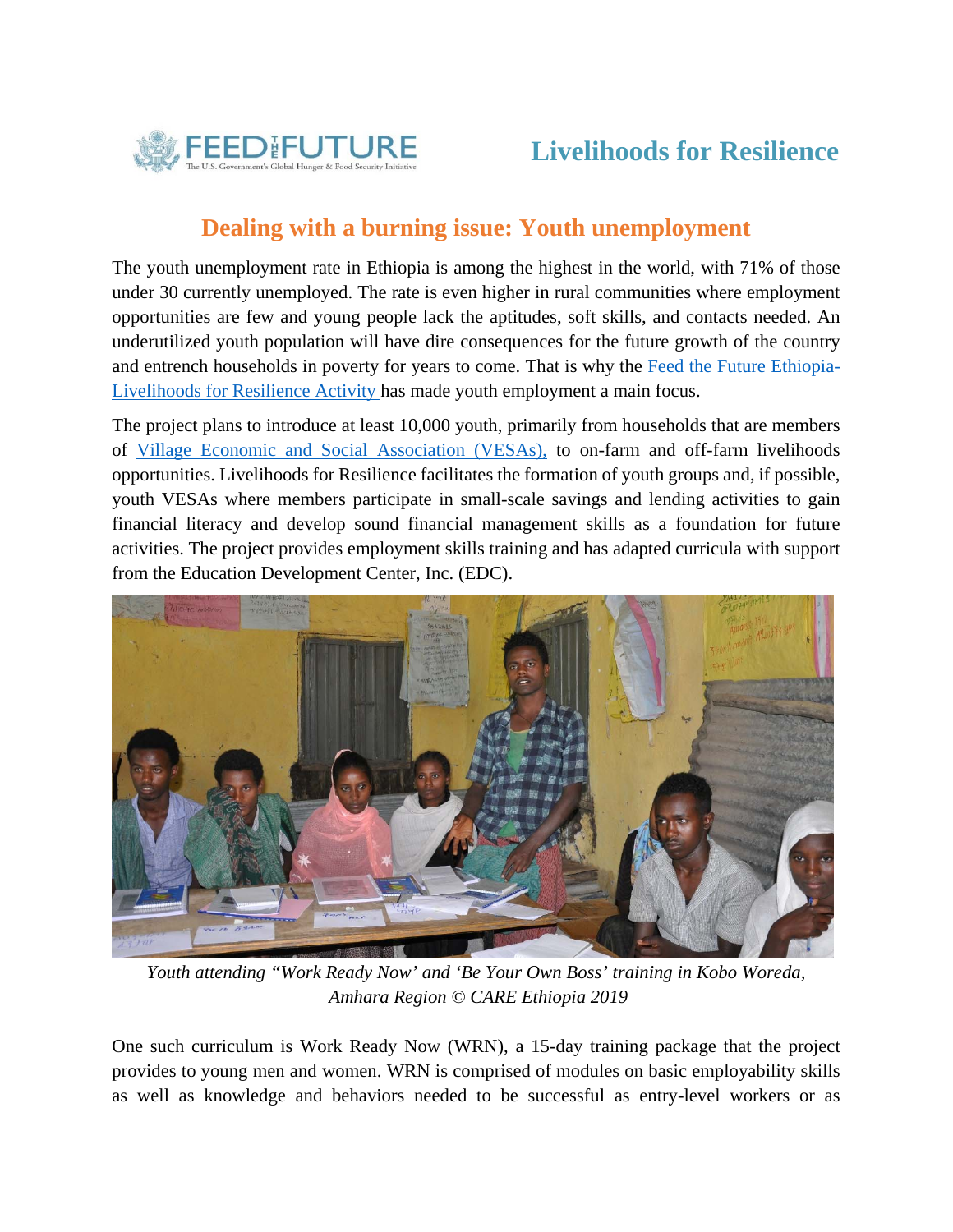# Livelihoods for Resilience

## Dealing with a burning issue: Youth unemployment

The youth unemployment rate in Ethiopia is among the highest in the world, with 71% of those under 30 currently unemployed. The rate is even higher in rural communities where employment opportunities are few and young people lack the aptitudes, soft skills, and contacts needed. An underutilized youth population will have dire consequences for the future growth of the country and entrench households in poverty for years to come. That is why the Feed the Future Ethiopia-Livelihoods for Resilience Activity has made youth employment a main focus.

The project plans to introduce at least 10,000 youth, primarily from households that are members of Village Economic and Social Association (VESAs), to on-farm and off-farm livelihoods opportunities. Livelihoods for Resilience facilitates the formation of youth groups and, if possible, youth VESAs where members participate in small-scale savings and lending activities to gain financial literacy and develop sound financial management skills as a foundation for future activities. The project provides employment skills training and has adapted curricula with support from the Education Development Center, Inc. (EDC).

*Youth attending "Work Ready Now' and 'Be Your Own Boss' training in Kobo Woreda, Amhara Region © CARE Ethiopia 2019*

One such curriculum is Work Ready Now (WRN), a 15-day training package that the project provides to young men and women. WRN is comprised of modules on basic employability skills as well as knowledge and behaviors needed to be successful as entry-level workers or as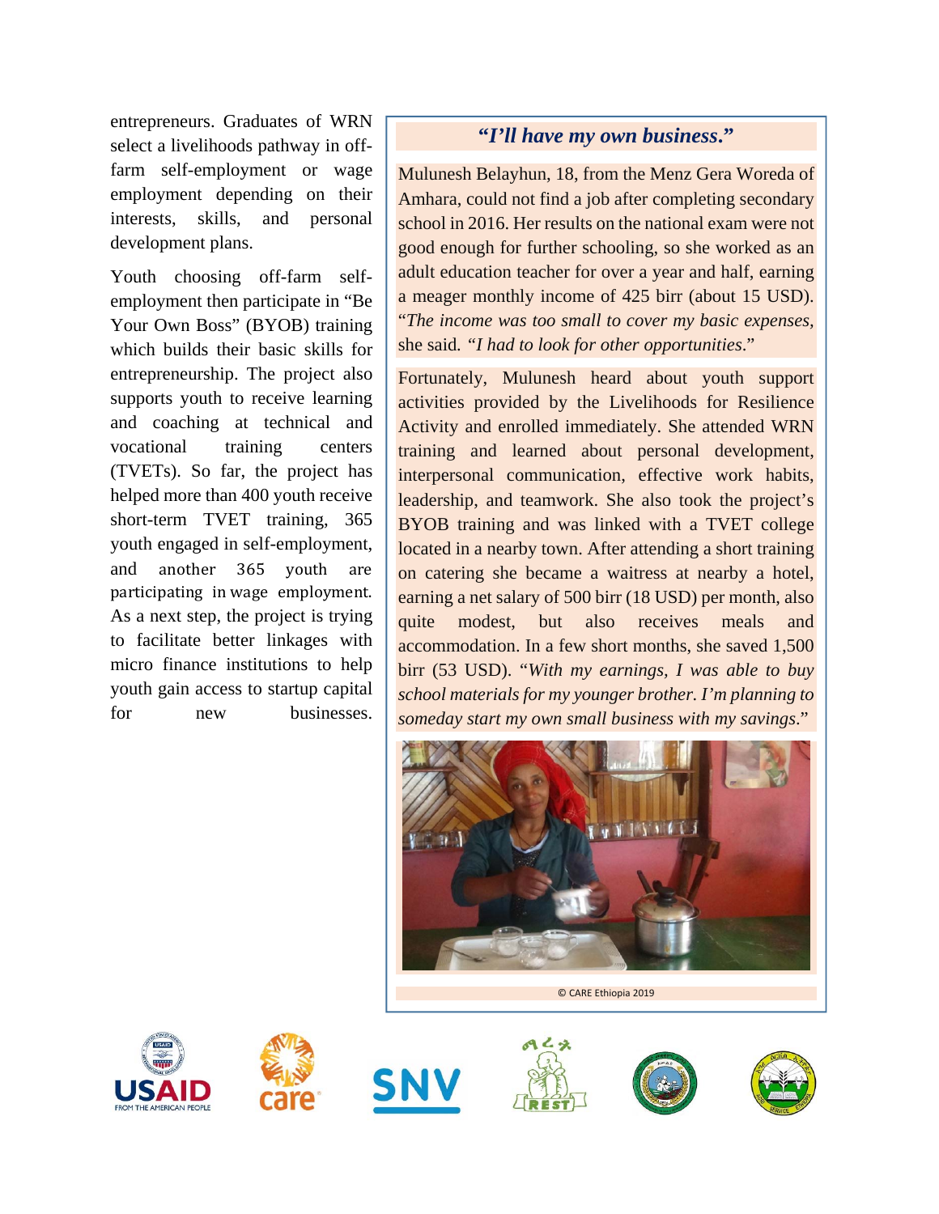entrepreneurs. Graduates of WRN select a livelihoods pathway in off-farm self-employment or wage employment depending on their interests, skills, and personal development plans.

Youth choosing off-farm self-employment then participate in "Be Your Own Boss" (BYOB) training which builds their basic skills for entrepreneurship. The project also supports youth to receive learning and coaching at technical and vocational training centers (TVETs). So far, the project has helped more than 400 youth receive short-term TVET training, 365 youth engaged in self-employment, and another 365 youth are participating in wage employment. As a next step, the project is trying to facilitate better linkages with micro finance institutions to help youth gain access to startup capital for new businesses.

### *"I'll have my own business."*

Mulunesh Belayhun, 18, from the Menz Gera Woreda of Amhara, could not find a job after completing secondary school in 2016. Her results on the national exam were not good enough for further schooling, so she worked as an adult education teacher for over a year and half, earning a meager monthly income of 425 birr (about 15 USD). "*The income was too small to cover my basic expenses*, she said. *"I had to look for other opportunities*."

Fortunately, Mulunesh heard about youth support activities provided by the Livelihoods for Resilience Activity and enrolled immediately. She attended WRN training and learned about personal development, interpersonal communication, effective work habits, leadership, and teamwork. She also took the project's BYOB training and was linked with a TVET college located in a nearby town. After attending a short training on catering she became a waitress at nearby a hotel, earning a net salary of 500 birr (18 USD) per month, also quite modest, but also receives meals and accommodation. In a few short months, she saved 1,500 birr (53 USD). "*With my earnings, I was able to buy school materials for my younger brother. I'm planning to someday start my own small business with my savings*."

© CARE Ethiopia 2019